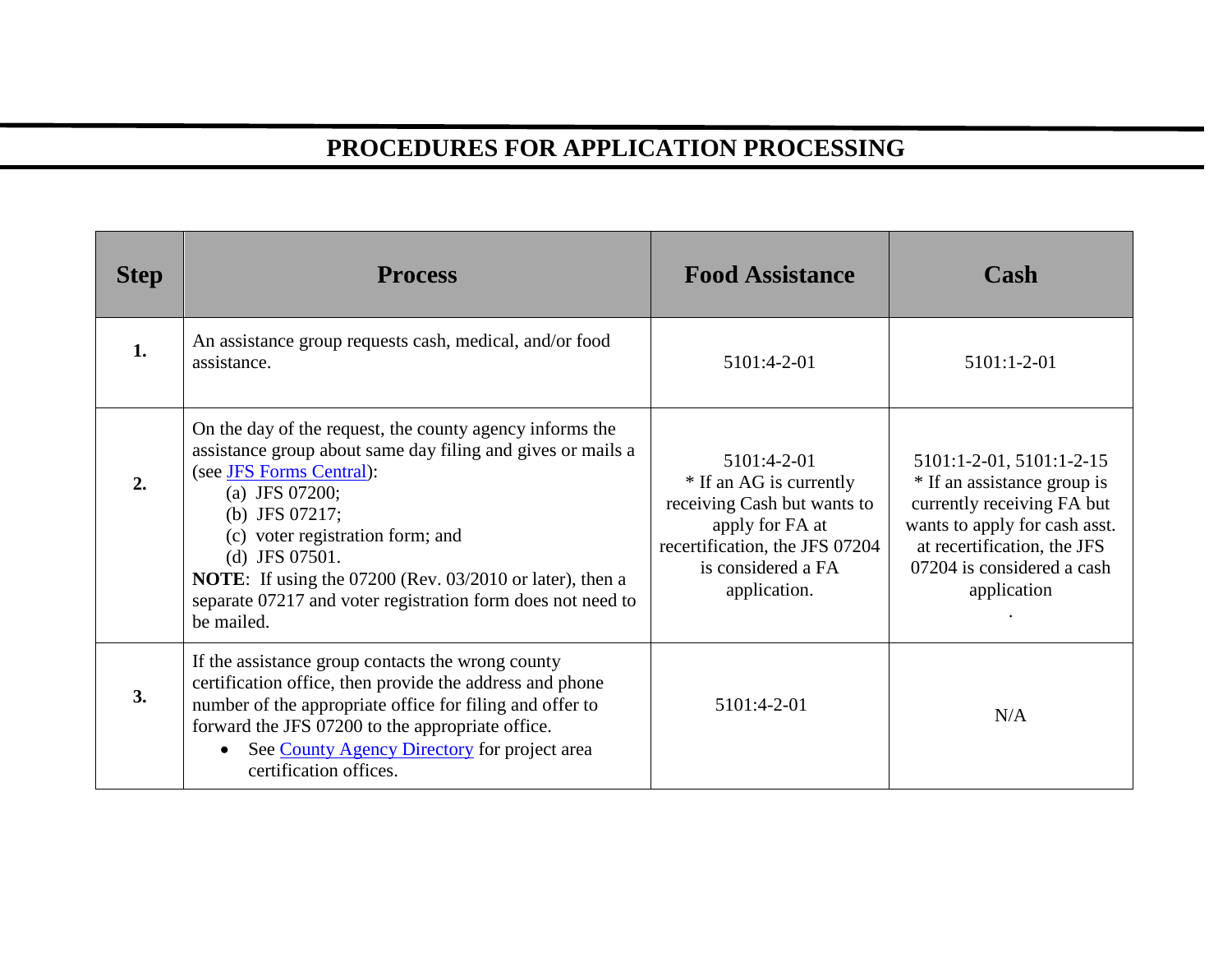# PROCEDURES FOR APPLICATION PROCESSING

| Step | Process | Food Assistance | Cash |
|---|---|---|---|
| **1.** | An assistance group requests cash, medical, and/or food assistance. | 5101:4-2-01 | 5101:1-2-01 |
| **2.** | On the day of the request, the county agency informs the assistance group about same day filing and gives or mails a (see [JFS Forms Central](JFS Forms Central)):<br>(a) JFS 07200;<br>(b) JFS 07217;<br>(c) voter registration form; and<br>(d) JFS 07501.<br>**NOTE**: If using the 07200 (Rev. 03/2010 or later), then a separate 07217 and voter registration form does not need to be mailed. | 5101:4-2-01<br>* If an AG is currently receiving Cash but wants to apply for FA at recertification, the JFS 07204 is considered a FA application. | 5101:1-2-01, 5101:1-2-15<br>* If an assistance group is currently receiving FA but wants to apply for cash asst. at recertification, the JFS 07204 is considered a cash application<br>. |
| **3.** | If the assistance group contacts the wrong county certification office, then provide the address and phone number of the appropriate office for filing and offer to forward the JFS 07200 to the appropriate office.<br>• See [County Agency Directory](County Agency Directory) for project area certification offices. | 5101:4-2-01 | N/A |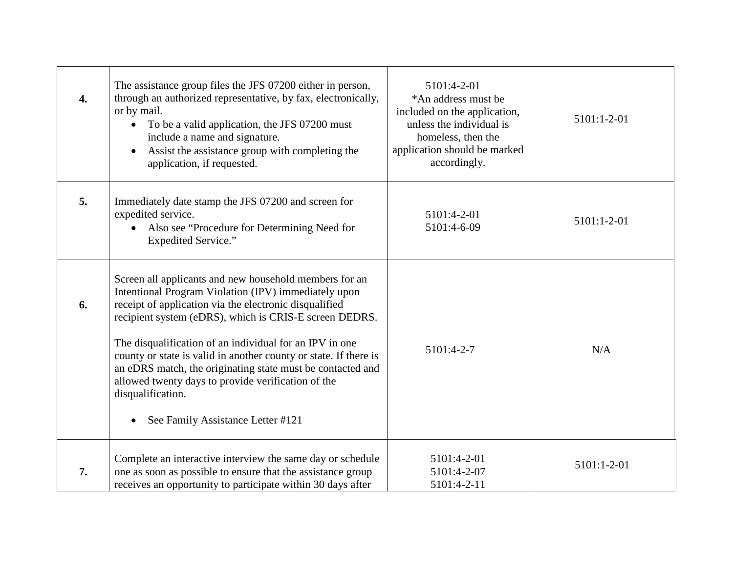| | | | |
|---|---|---|---|
| **4.** | The assistance group files the JFS 07200 either in person, through an authorized representative, by fax, electronically, or by mail.<br>• To be a valid application, the JFS 07200 must include a name and signature.<br>• Assist the assistance group with completing the application, if requested. | 5101:4-2-01<br>*An address must be included on the application, unless the individual is homeless, then the application should be marked accordingly. | 5101:1-2-01 |
| **5.** | Immediately date stamp the JFS 07200 and screen for expedited service.<br>• Also see "Procedure for Determining Need for Expedited Service." | 5101:4-2-01<br>5101:4-6-09 | 5101:1-2-01 |
| **6.** | Screen all applicants and new household members for an Intentional Program Violation (IPV) immediately upon receipt of application via the electronic disqualified recipient system (eDRS), which is CRIS-E screen DEDRS.<br><br>The disqualification of an individual for an IPV in one county or state is valid in another county or state. If there is an eDRS match, the originating state must be contacted and allowed twenty days to provide verification of the disqualification.<br><br>• See Family Assistance Letter #121 | 5101:4-2-7 | N/A |
| **7.** | Complete an interactive interview the same day or schedule one as soon as possible to ensure that the assistance group receives an opportunity to participate within 30 days after | 5101:4-2-01<br>5101:4-2-07<br>5101:4-2-11 | 5101:1-2-01 |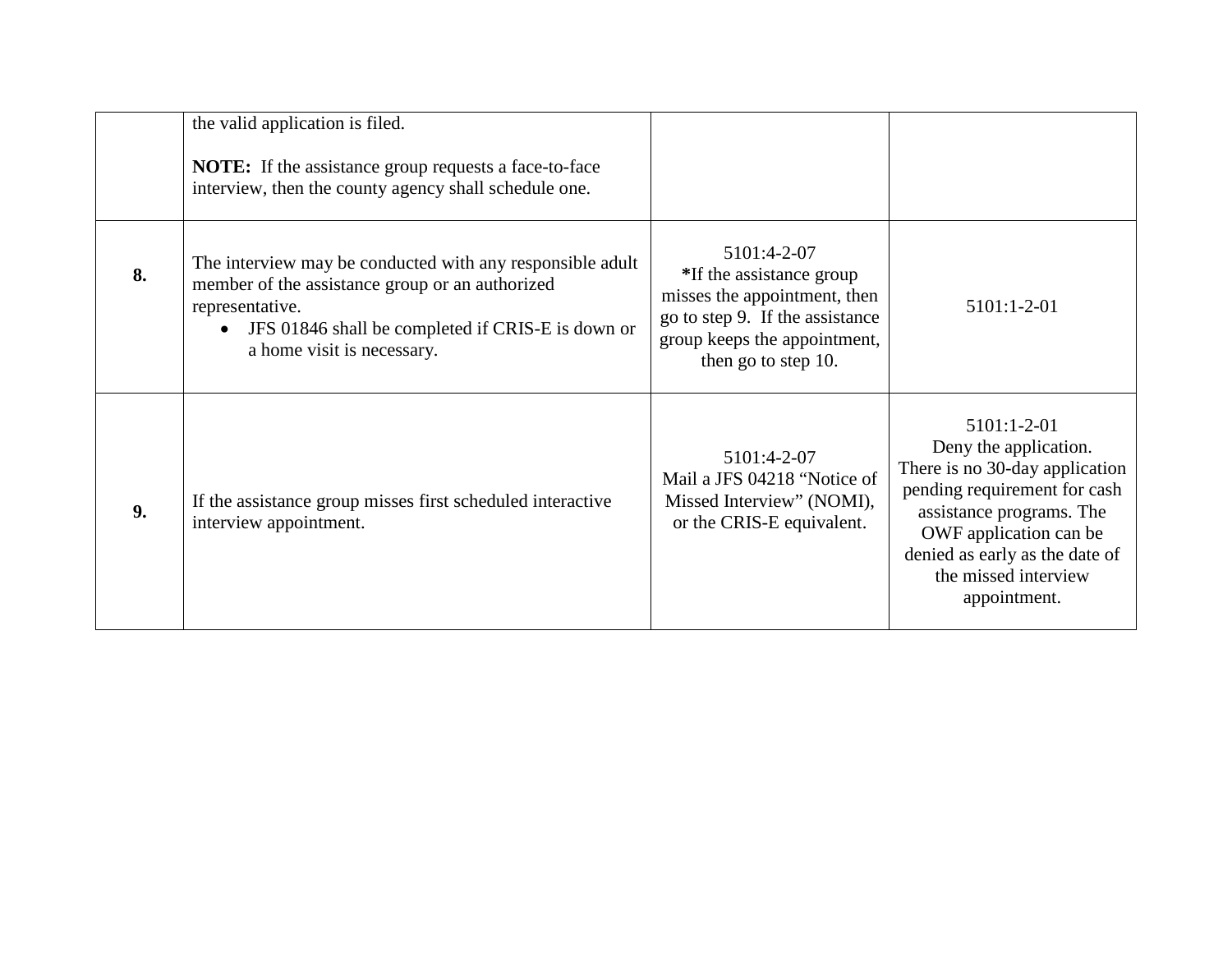| | | | |
|---|---|---|---|
| | the valid application is filed.<br><br>**NOTE:** If the assistance group requests a face-to-face interview, then the county agency shall schedule one. | | |
| **8.** | The interview may be conducted with any responsible adult member of the assistance group or an authorized representative.<br>• JFS 01846 shall be completed if CRIS-E is down or a home visit is necessary. | 5101:4-2-07<br>***If the assistance group misses the appointment, then go to step 9. If the assistance group keeps the appointment, then go to step 10. | 5101:1-2-01 |
| **9.** | If the assistance group misses first scheduled interactive interview appointment. | 5101:4-2-07<br>Mail a JFS 04218 "Notice of Missed Interview" (NOMI), or the CRIS-E equivalent. | 5101:1-2-01<br>Deny the application.<br>There is no 30-day application pending requirement for cash assistance programs. The OWF application can be denied as early as the date of the missed interview appointment. |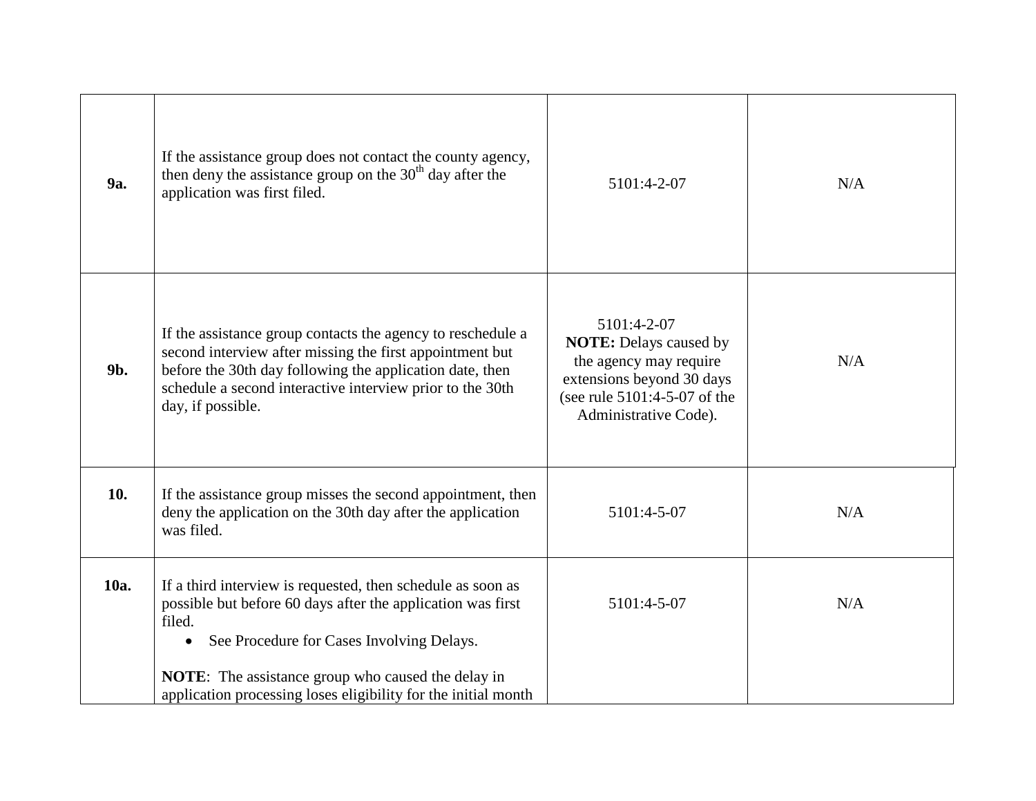| | | | |
|---|---|---|---|
| **9a.** | If the assistance group does not contact the county agency, then deny the assistance group on the 30th day after the application was first filed. | 5101:4-2-07 | N/A |
| **9b.** | If the assistance group contacts the agency to reschedule a second interview after missing the first appointment but before the 30th day following the application date, then schedule a second interactive interview prior to the 30th day, if possible. | 5101:4-2-07 **NOTE:** Delays caused by the agency may require extensions beyond 30 days (see rule 5101:4-5-07 of the Administrative Code). | N/A |
| **10.** | If the assistance group misses the second appointment, then deny the application on the 30th day after the application was filed. | 5101:4-5-07 | N/A |
| **10a.** | If a third interview is requested, then schedule as soon as possible but before 60 days after the application was first filed.<br>• See Procedure for Cases Involving Delays.<br><br>**NOTE**: The assistance group who caused the delay in application processing loses eligibility for the initial month | 5101:4-5-07 | N/A |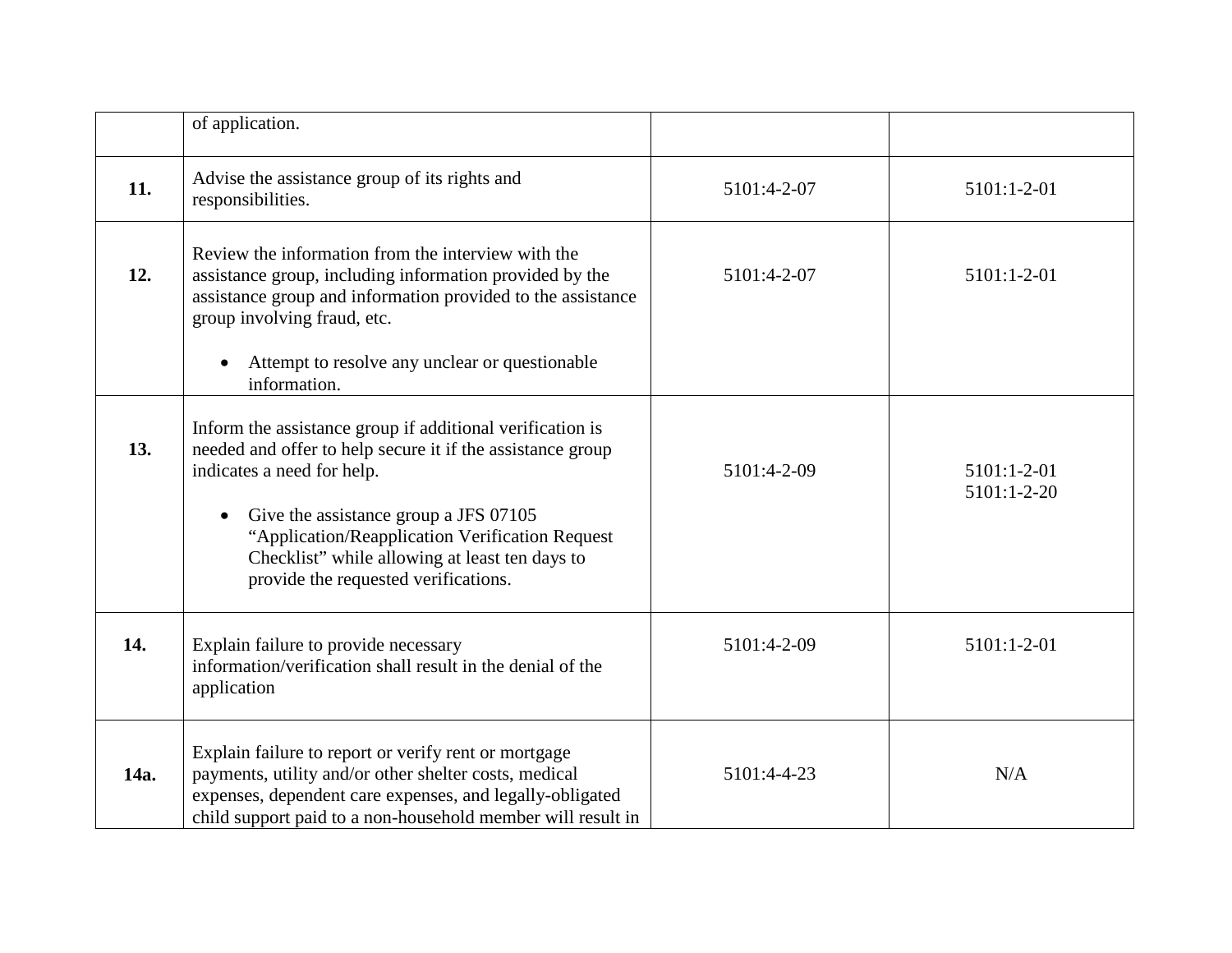| | | | |
|---|---|---|---|
| | of application. | | |
| **11.** | Advise the assistance group of its rights and responsibilities. | 5101:4-2-07 | 5101:1-2-01 |
| **12.** | Review the information from the interview with the assistance group, including information provided by the assistance group and information provided to the assistance group involving fraud, etc.<br><br>• Attempt to resolve any unclear or questionable information. | 5101:4-2-07 | 5101:1-2-01 |
| **13.** | Inform the assistance group if additional verification is needed and offer to help secure it if the assistance group indicates a need for help.<br><br>• Give the assistance group a JFS 07105 "Application/Reapplication Verification Request Checklist" while allowing at least ten days to provide the requested verifications. | 5101:4-2-09 | 5101:1-2-01<br>5101:1-2-20 |
| **14.** | Explain failure to provide necessary information/verification shall result in the denial of the application | 5101:4-2-09 | 5101:1-2-01 |
| **14a.** | Explain failure to report or verify rent or mortgage payments, utility and/or other shelter costs, medical expenses, dependent care expenses, and legally-obligated child support paid to a non-household member will result in | 5101:4-4-23 | N/A |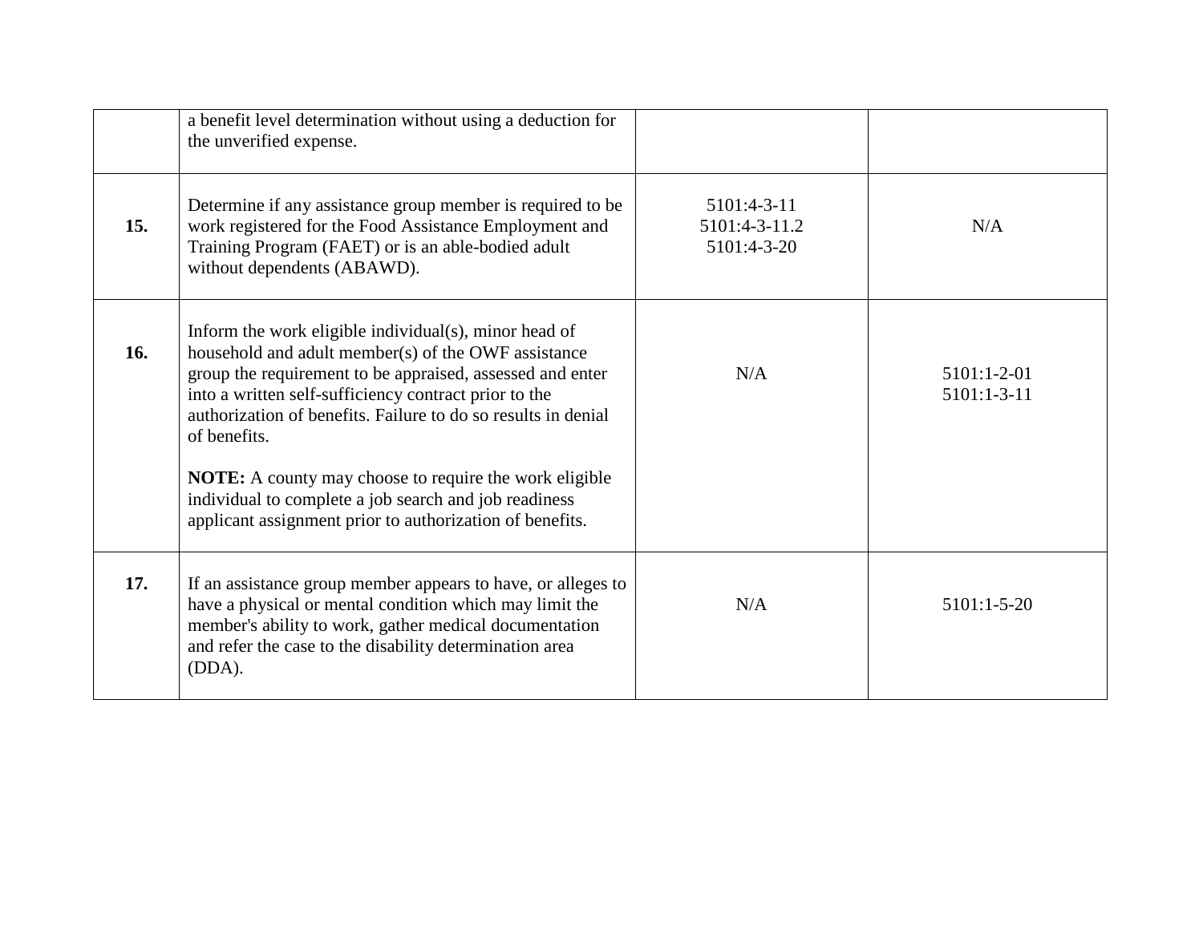| | | | |
|---|---|---|---|
| | a benefit level determination without using a deduction for the unverified expense. | | |
| **15.** | Determine if any assistance group member is required to be work registered for the Food Assistance Employment and Training Program (FAET) or is an able-bodied adult without dependents (ABAWD). | 5101:4-3-11<br>5101:4-3-11.2<br>5101:4-3-20 | N/A |
| **16.** | Inform the work eligible individual(s), minor head of household and adult member(s) of the OWF assistance group the requirement to be appraised, assessed and enter into a written self-sufficiency contract prior to the authorization of benefits. Failure to do so results in denial of benefits.<br><br>**NOTE:** A county may choose to require the work eligible individual to complete a job search and job readiness applicant assignment prior to authorization of benefits. | N/A | 5101:1-2-01<br>5101:1-3-11 |
| **17.** | If an assistance group member appears to have, or alleges to have a physical or mental condition which may limit the member's ability to work, gather medical documentation and refer the case to the disability determination area (DDA). | N/A | 5101:1-5-20 |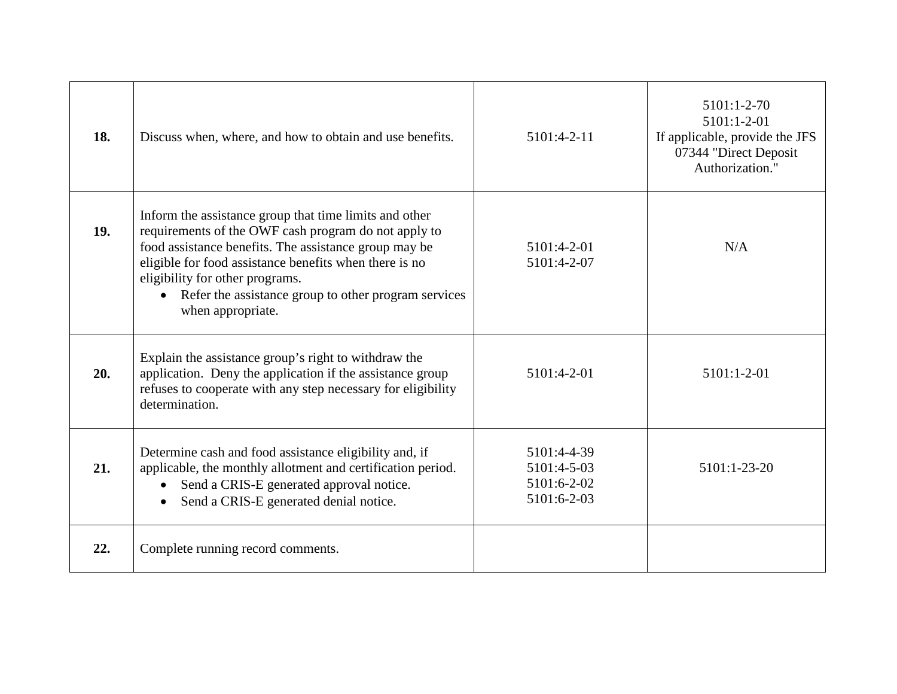| | | | |
|---|---|---|---|
| **18.** | Discuss when, where, and how to obtain and use benefits. | 5101:4-2-11 | 5101:1-2-70<br>5101:1-2-01<br>If applicable, provide the JFS 07344 "Direct Deposit Authorization." |
| **19.** | Inform the assistance group that time limits and other requirements of the OWF cash program do not apply to food assistance benefits. The assistance group may be eligible for food assistance benefits when there is no eligibility for other programs.<br>• Refer the assistance group to other program services when appropriate. | 5101:4-2-01<br>5101:4-2-07 | N/A |
| **20.** | Explain the assistance group's right to withdraw the application. Deny the application if the assistance group refuses to cooperate with any step necessary for eligibility determination. | 5101:4-2-01 | 5101:1-2-01 |
| **21.** | Determine cash and food assistance eligibility and, if applicable, the monthly allotment and certification period.<br>• Send a CRIS-E generated approval notice.<br>• Send a CRIS-E generated denial notice. | 5101:4-4-39<br>5101:4-5-03<br>5101:6-2-02<br>5101:6-2-03 | 5101:1-23-20 |
| **22.** | Complete running record comments. | | |